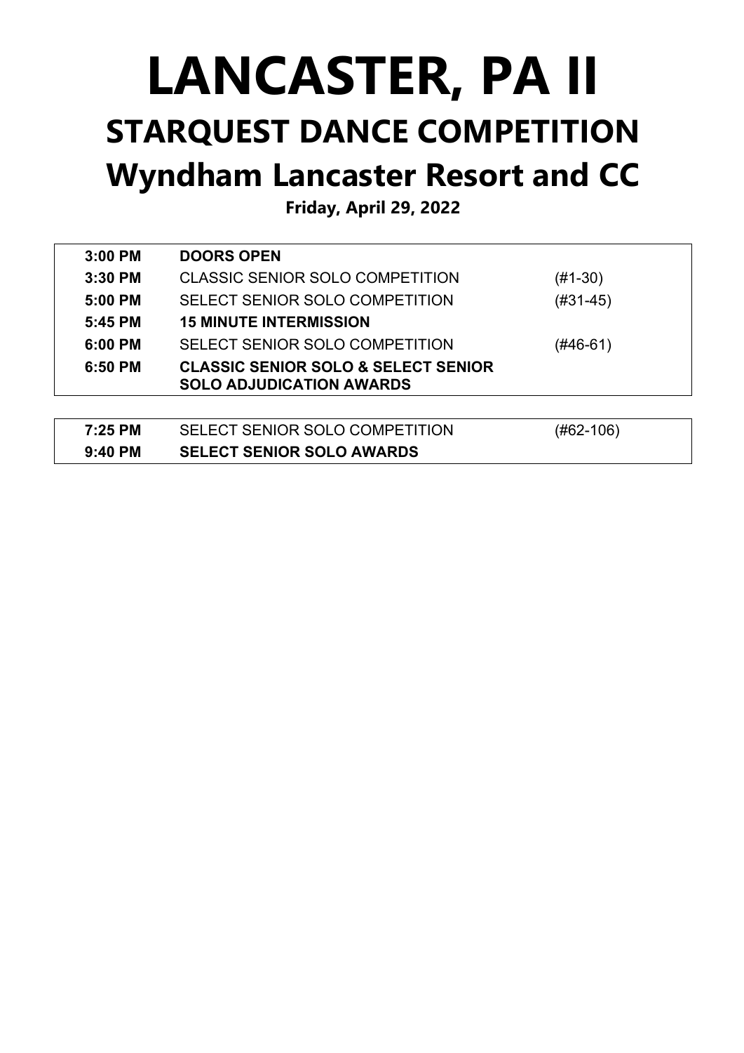# LANCASTER, PA II

## STARQUEST DANCE COMPETITION

## Wyndham Lancaster Resort and CC

**Friday, April 29, 2022**

| | | |
|---|---|---|
| **3:00 PM** | **DOORS OPEN** | |
| **3:30 PM** | CLASSIC SENIOR SOLO COMPETITION | (#1-30) |
| **5:00 PM** | SELECT SENIOR SOLO COMPETITION | (#31-45) |
| **5:45 PM** | **15 MINUTE INTERMISSION** | |
| **6:00 PM** | SELECT SENIOR SOLO COMPETITION | (#46-61) |
| **6:50 PM** | **CLASSIC SENIOR SOLO & SELECT SENIOR SOLO ADJUDICATION AWARDS** | |

| | | |
|---|---|---|
| **7:25 PM** | SELECT SENIOR SOLO COMPETITION | (#62-106) |
| **9:40 PM** | **SELECT SENIOR SOLO AWARDS** | |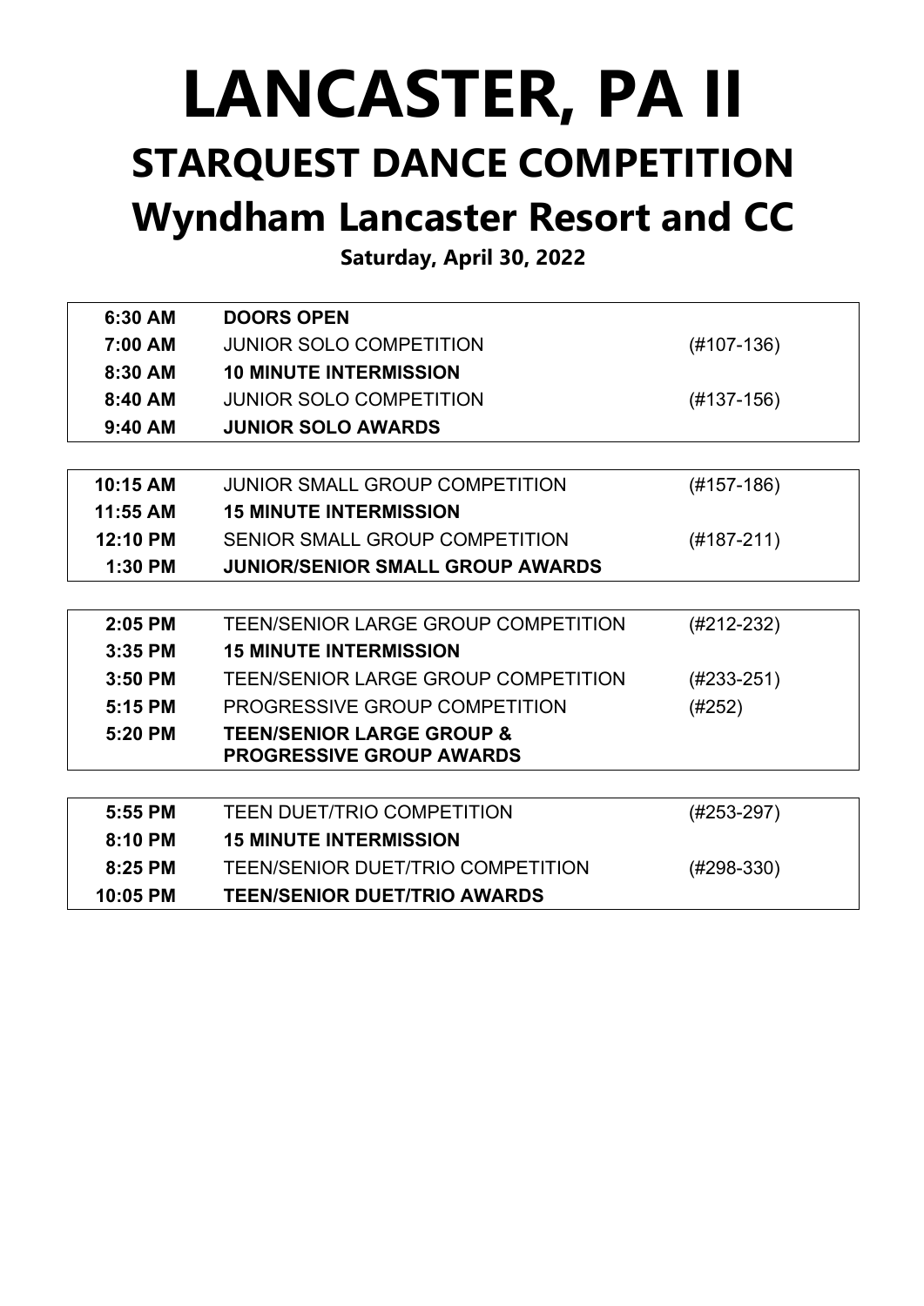# LANCASTER, PA II

## STARQUEST DANCE COMPETITION

## Wyndham Lancaster Resort and CC

**Saturday, April 30, 2022**

| | | |
|---|---|---|
| **6:30 AM** | **DOORS OPEN** | |
| **7:00 AM** | JUNIOR SOLO COMPETITION | (#107-136) |
| **8:30 AM** | **10 MINUTE INTERMISSION** | |
| **8:40 AM** | JUNIOR SOLO COMPETITION | (#137-156) |
| **9:40 AM** | **JUNIOR SOLO AWARDS** | |

| | | |
|---|---|---|
| **10:15 AM** | JUNIOR SMALL GROUP COMPETITION | (#157-186) |
| **11:55 AM** | **15 MINUTE INTERMISSION** | |
| **12:10 PM** | SENIOR SMALL GROUP COMPETITION | (#187-211) |
| **1:30 PM** | **JUNIOR/SENIOR SMALL GROUP AWARDS** | |

| | | |
|---|---|---|
| **2:05 PM** | TEEN/SENIOR LARGE GROUP COMPETITION | (#212-232) |
| **3:35 PM** | **15 MINUTE INTERMISSION** | |
| **3:50 PM** | TEEN/SENIOR LARGE GROUP COMPETITION | (#233-251) |
| **5:15 PM** | PROGRESSIVE GROUP COMPETITION | (#252) |
| **5:20 PM** | **TEEN/SENIOR LARGE GROUP & PROGRESSIVE GROUP AWARDS** | |

| | | |
|---|---|---|
| **5:55 PM** | TEEN DUET/TRIO COMPETITION | (#253-297) |
| **8:10 PM** | **15 MINUTE INTERMISSION** | |
| **8:25 PM** | TEEN/SENIOR DUET/TRIO COMPETITION | (#298-330) |
| **10:05 PM** | **TEEN/SENIOR DUET/TRIO AWARDS** | |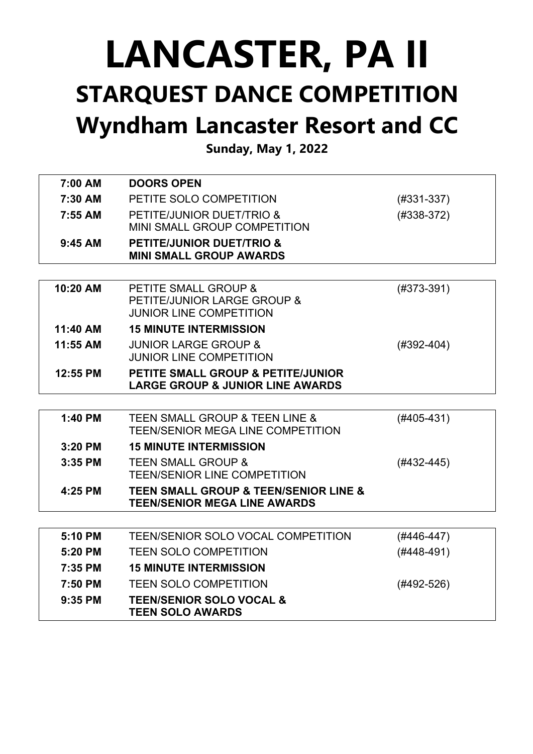# LANCASTER, PA II

## STARQUEST DANCE COMPETITION

## Wyndham Lancaster Resort and CC

**Sunday, May 1, 2022**

| | | |
|---|---|---|
| **7:00 AM** | **DOORS OPEN** | |
| **7:30 AM** | PETITE SOLO COMPETITION | (#331-337) |
| **7:55 AM** | PETITE/JUNIOR DUET/TRIO & MINI SMALL GROUP COMPETITION | (#338-372) |
| **9:45 AM** | **PETITE/JUNIOR DUET/TRIO & MINI SMALL GROUP AWARDS** | |

| | | |
|---|---|---|
| **10:20 AM** | PETITE SMALL GROUP & PETITE/JUNIOR LARGE GROUP & JUNIOR LINE COMPETITION | (#373-391) |
| **11:40 AM** | **15 MINUTE INTERMISSION** | |
| **11:55 AM** | JUNIOR LARGE GROUP & JUNIOR LINE COMPETITION | (#392-404) |
| **12:55 PM** | **PETITE SMALL GROUP & PETITE/JUNIOR LARGE GROUP & JUNIOR LINE AWARDS** | |

| | | |
|---|---|---|
| **1:40 PM** | TEEN SMALL GROUP & TEEN LINE & TEEN/SENIOR MEGA LINE COMPETITION | (#405-431) |
| **3:20 PM** | **15 MINUTE INTERMISSION** | |
| **3:35 PM** | TEEN SMALL GROUP & TEEN/SENIOR LINE COMPETITION | (#432-445) |
| **4:25 PM** | **TEEN SMALL GROUP & TEEN/SENIOR LINE & TEEN/SENIOR MEGA LINE AWARDS** | |

| | | |
|---|---|---|
| **5:10 PM** | TEEN/SENIOR SOLO VOCAL COMPETITION | (#446-447) |
| **5:20 PM** | TEEN SOLO COMPETITION | (#448-491) |
| **7:35 PM** | **15 MINUTE INTERMISSION** | |
| **7:50 PM** | TEEN SOLO COMPETITION | (#492-526) |
| **9:35 PM** | **TEEN/SENIOR SOLO VOCAL & TEEN SOLO AWARDS** | |